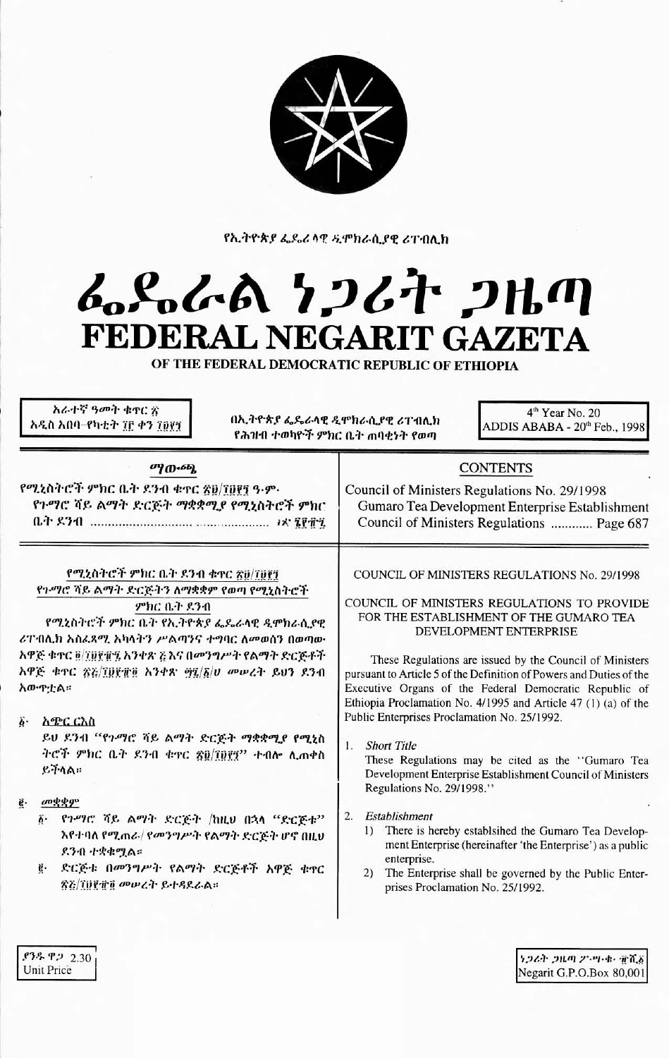የኢትዮጵያ ፌዴራላዊ ዲሞክራሲያዊ ሪፐብሊክ

# ፌደራል ነጋሪት ጋዜጣ
# FEDERAL NEGARIT GAZETA
## OF THE FEDERAL DEMOCRATIC REPUBLIC OF ETHIOPIA

አራተኛ ዓመት ቁጥር ፳
አዲስ አበባ–የካቲት ፲፫ ቀን ፲፱፻፺

በኢትዮጵያ ፌዴራላዊ ዲሞክራሲያዊ ሪፐብሊክ የሕዝብ ተወካዮች ምክር ቤት ጠባቂነት የወጣ

4th Year No. 20
ADDIS ABABA - 20th Feb., 1998

**ማውጫ**

የሚኒስትሮች ምክር ቤት ደንብ ቁጥር ፳፱/፲፱፻፺ ዓ.ም.
የጉማሮ ሻይ ልማት ድርጅት ማቋቋሚያ የሚኒስትሮች ምክር ቤት ደንብ ................................. ገጽ ፮፻፹፯

**CONTENTS**

Council of Ministers Regulations No. 29/1998
Gumaro Tea Development Enterprise Establishment Council of Ministers Regulations ............ Page 687

---

**የሚኒስትሮች ምክር ቤት ደንብ ቁጥር ፳፱/፲፱፻፺**
**የጉማሮ ሻይ ልማት ድርጅትን ለማቋቋም የወጣ የሚኒስትሮች ምክር ቤት ደንብ**

የሚኒስትሮች ምክር ቤት የኢትዮጵያ ፌዴራላዊ ዲሞክራሲያዊ ሪፐብሊክ አስፈጻሚ አካላትን ሥልጣንና ተግባር ለመወሰን በወጣው አዋጅ ቁጥር ፬/፲፱፻፹፯ አንቀጽ ፭ እና በመንግሥት የልማት ድርጅቶች አዋጅ ቁጥር ፳፭/፲፱፻፹፬ አንቀጽ ፵፯/፩/ሀ መሠረት ይህን ደንብ አውጥቷል።

፩· አጭር ርዕስ
ይህ ደንብ "የጉማሮ ሻይ ልማት ድርጅት ማቋቋሚያ የሚኒስትሮች ምክር ቤት ደንብ ቁጥር ፳፱/፲፱፻፺" ተብሎ ሊጠቀስ ይችላል።

፪· መቋቋም
፩· የጉማሮ ሻይ ልማት ድርጅት /ከዚህ በኋላ "ድርጅቱ" እየተባለ የሚጠራ/ የመንግሥት የልማት ድርጅት ሆኖ በዚህ ደንብ ተቋቁሟል።
፪· ድርጅቱ በመንግሥት የልማት ድርጅቶች አዋጅ ቁጥር ፳፭/፲፱፻፹፬ መሠረት ይተዳደራል።

COUNCIL OF MINISTERS REGULATIONS No. 29/1998

COUNCIL OF MINISTERS REGULATIONS TO PROVIDE FOR THE ESTABLISHMENT OF THE GUMARO TEA DEVELOPMENT ENTERPRISE

These Regulations are issued by the Council of Ministers pursuant to Article 5 of the Definition of Powers and Duties of the Executive Organs of the Federal Democratic Republic of Ethiopia Proclamation No. 4/1995 and Article 47 (1) (a) of the Public Enterprises Proclamation No. 25/1992.

1. *Short Title*
These Regulations may be cited as the "Gumaro Tea Development Enterprise Establishment Council of Ministers Regulations No. 29/1998."

2. *Establishment*
   1) There is hereby establsihed the Gumaro Tea Development Enterprise (hereinafter 'the Enterprise') as a public enterprise.
   2) The Enterprise shall be governed by the Public Enterprises Proclamation No. 25/1992.

ያንዱ ዋጋ 2.30
Unit Price

ነጋሪት ጋዜጣ ፖ.ሣ.ቁ. ፹ሺ፩
Negarit G.P.O.Box 80,001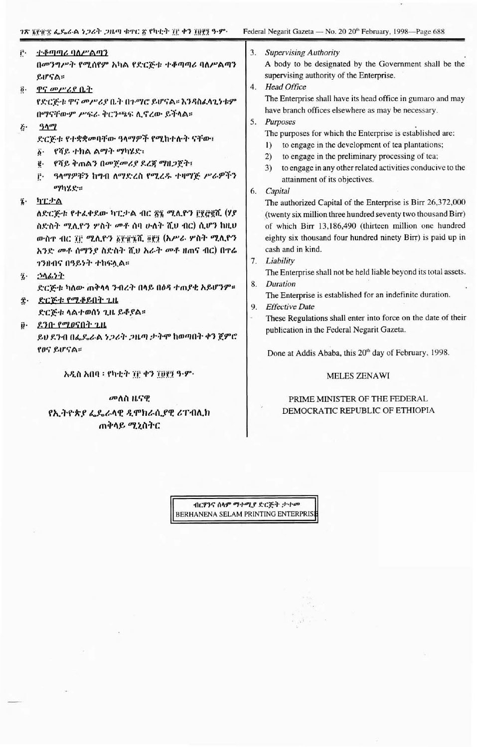፫· ተቆጣጣሪ ባለሥልጣን

በመንግሥት የሚሰየም አካል የድርጅቱ ተቆጣጣሪ ባለሥልጣን ይሆናል።

፬· ዋና መሥሪያ ቤት

የድርጅቱ ዋና መሥሪያ ቤት በጉማሮ ይሆናል። እንዳስፈላጊነቱም በማናቸውም ሥፍራ ቅርንጫፍ ሊኖረው ይችላል።

፭· ዓላማ

ድርጅቱ የተቋቋመባቸው ዓላማዎች የሚከተሉት ናቸው፤

፩· የሻይ ተክል ልማት ማካሄድ፤

፪· የሻይ ቅጠልን በመጀመሪያ ደረጃ ማዘጋጀት፤

፫· ዓላማዎቹን ከግብ ለማድረስ የሚረዱ ተዛማጅ ሥራዎችን ማካሄድ።

፮· ካፒታል

ለድርጅቱ የተፈቀደው ካፒታል ብር ፳፮ ሚሊዮን ፫፻፸፪ሺ (ሃያ ስድስት ሚሊዮን ሦስት መቶ ሰባ ሁለት ሺህ ብር) ሲሆን ከዚህ ውስጥ ብር ፲፫ ሚሊዮን ፩፻፹፮ሺ ፬፻፺ (አሥራ ሦስት ሚሊዮን አንድ መቶ ሰማንያ ስድስት ሺህ አራት መቶ ዘጠና ብር) በጥሬ ገንዘብና በዓይነት ተከፍሏል።

፯· ኃላፊነት

ድርጅቱ ካለው ጠቅላላ ንብረት በላይ በዕዳ ተጠያቂ አይሆንም።

፰· ድርጅቱ የሚቆይበት ጊዜ

ድርጅቱ ላልተወሰነ ጊዜ ይቆያል።

፱· ደንቡ የሚፀናበት ጊዜ

ይህ ደንብ በፌዴራል ነጋሪት ጋዜጣ ታትሞ ከወጣበት ቀን ጀምሮ የፀና ይሆናል።

አዲስ አበባ ፡ የካቲት ፲፫ ቀን ፲፱፻፺ ዓ·ም·

መለስ ዜናዊ

የኢትዮጵያ ፌዴራላዊ ዲሞክራሲያዊ ሪፐብሊክ ጠቅላይ ሚኒስትር

3. *Supervising Authority*

A body to be designated by the Government shall be the supervising authority of the Enterprise.

4. *Head Office*

The Enterprise shall have its head office in gumaro and may have branch offices elsewhere as may be necessary.

5. *Purposes*

The purposes for which the Enterprise is established are:

1) to engage in the development of tea plantations;
2) to engage in the preliminary processing of tea;
3) to engage in any other related activities conducive to the attainment of its objectives.

6. *Capital*

The authorized Capital of the Enterprise is Birr 26,372,000 (twenty six million three hundred seventy two thousand Birr) of which Birr 13,186,490 (thirteen million one hundred eighty six thousand four hundred ninety Birr) is paid up in cash and in kind.

7. *Liability*

The Enterprise shall not be held liable beyond its total assets.

8. *Duration*

The Enterprise is established for an indefinite duration.

9. *Effective Date*

These Regulations shall enter into force on the date of their publication in the Federal Negarit Gazeta.

Done at Addis Ababa, this 20th day of February, 1998.

MELES ZENAWI

PRIME MINISTER OF THE FEDERAL DEMOCRATIC REPUBLIC OF ETHIOPIA

ብርሃንና ሰላም ማተሚያ ድርጅት ታተመ
BERHANENA SELAM PRINTING ENTERPRISE